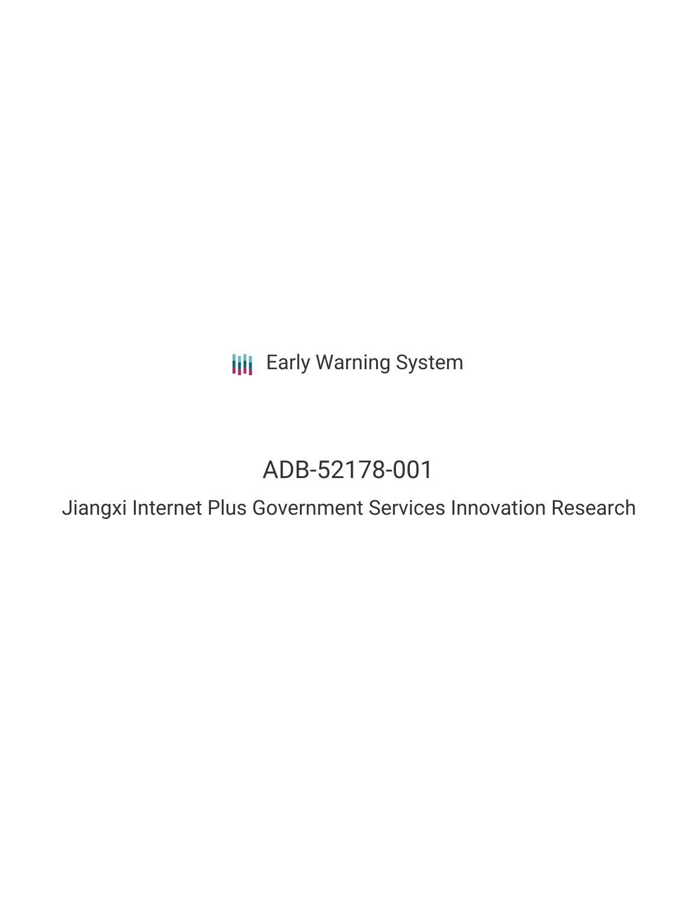Early Warning System

# ADB-52178-001

## Jiangxi Internet Plus Government Services Innovation Research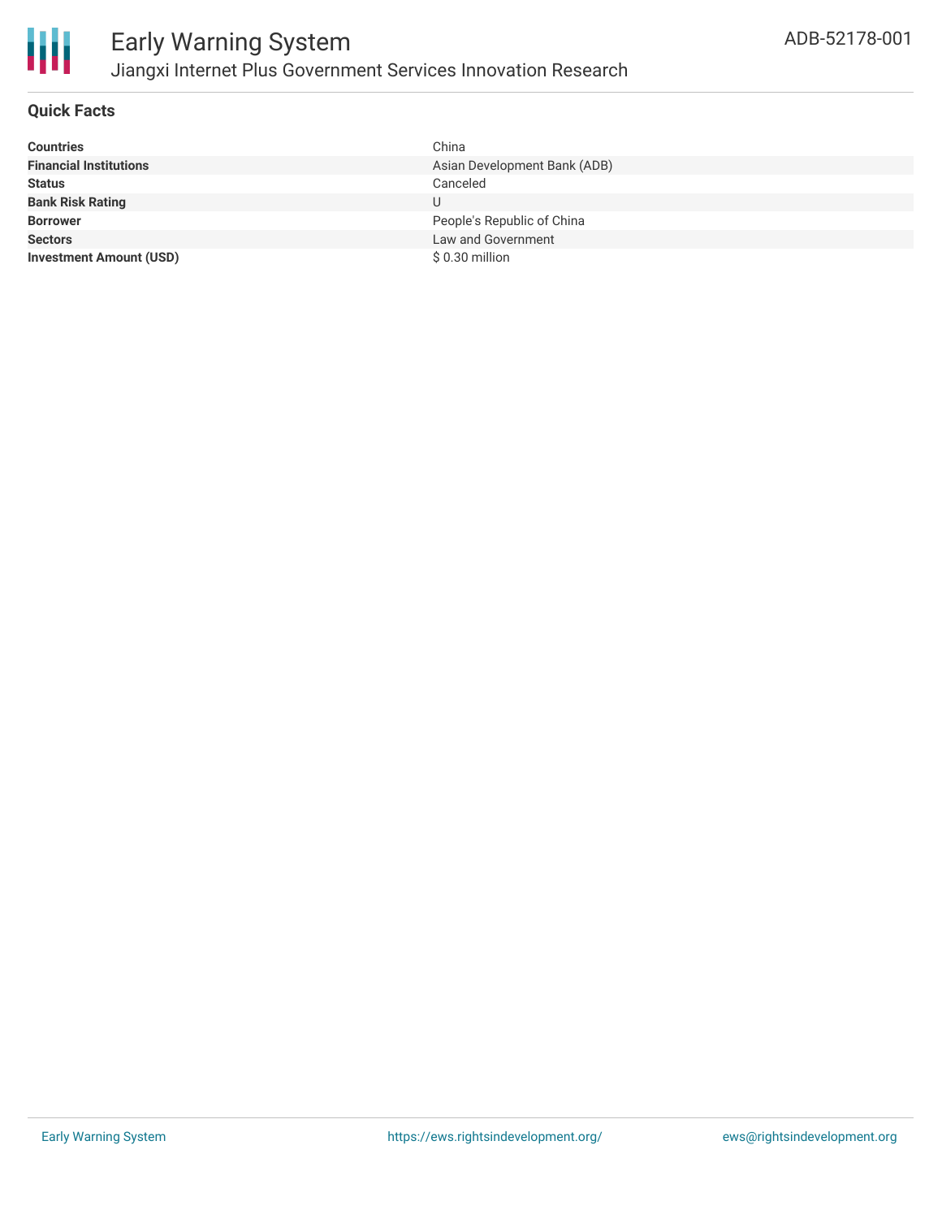# Early Warning System

## Jiangxi Internet Plus Government Services Innovation Research

ADB-52178-001

### Quick Facts

| | |
|---|---|
| **Countries** | China |
| **Financial Institutions** | Asian Development Bank (ADB) |
| **Status** | Canceled |
| **Bank Risk Rating** | U |
| **Borrower** | People's Republic of China |
| **Sectors** | Law and Government |
| **Investment Amount (USD)** | $ 0.30 million |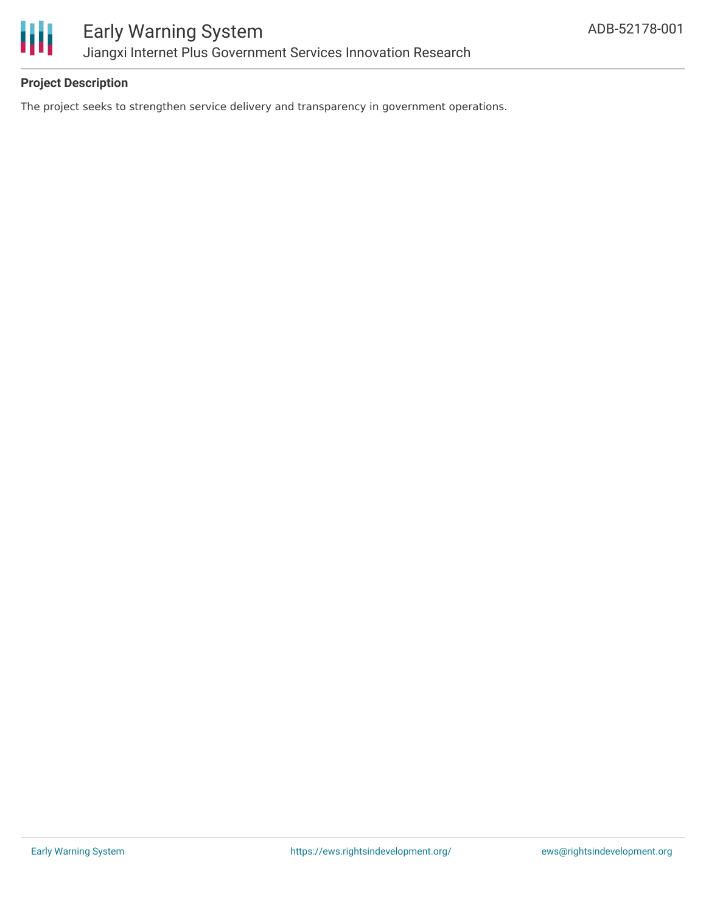**Project Description**

The project seeks to strengthen service delivery and transparency in government operations.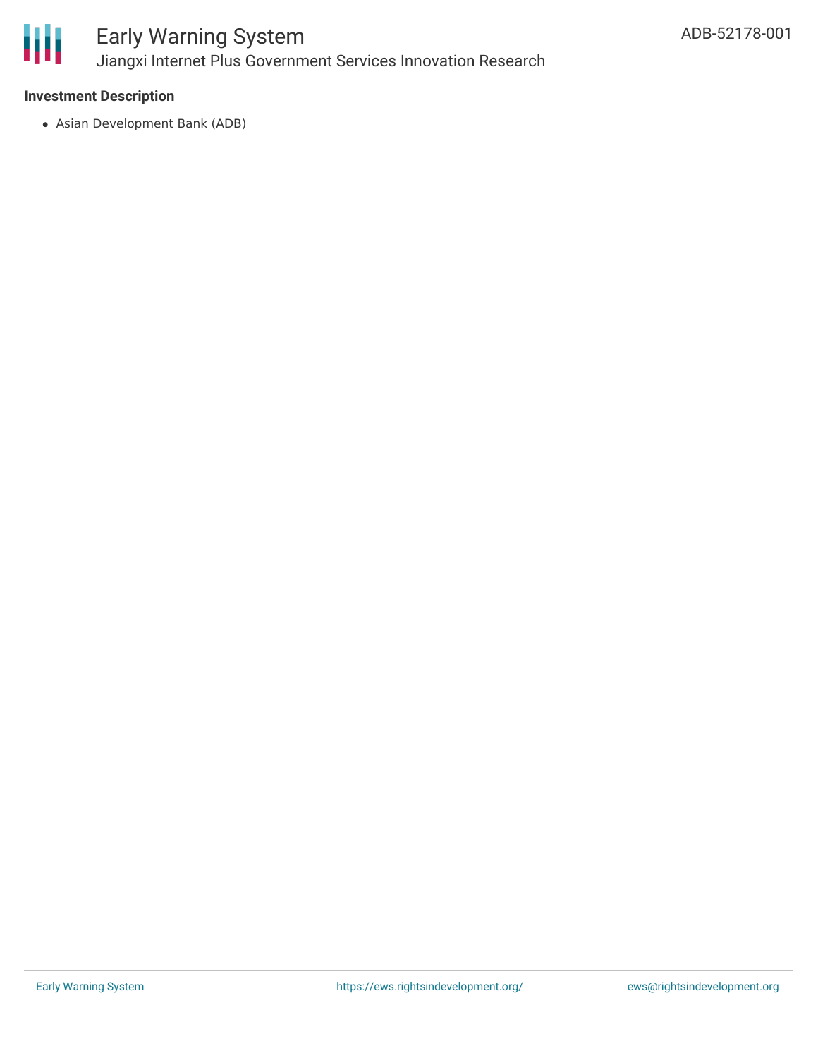### Investment Description

- Asian Development Bank (ADB)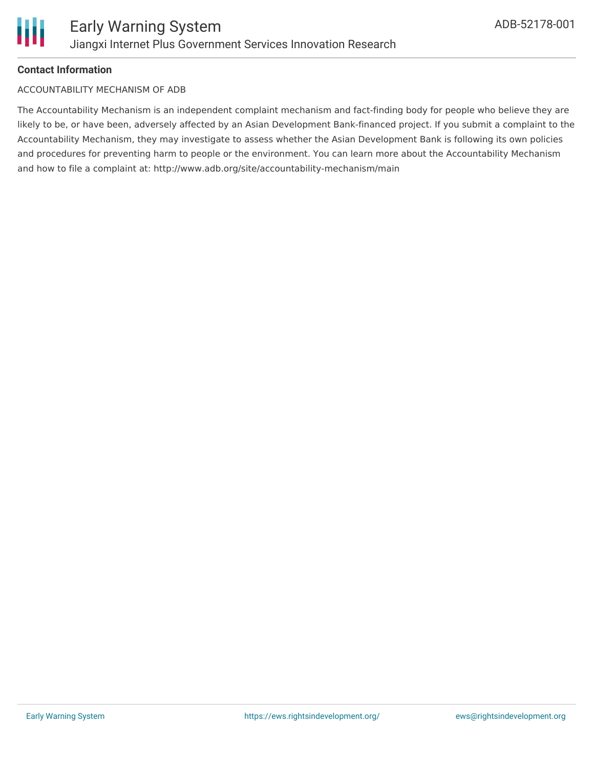### Contact Information

ACCOUNTABILITY MECHANISM OF ADB

The Accountability Mechanism is an independent complaint mechanism and fact-finding body for people who believe they are likely to be, or have been, adversely affected by an Asian Development Bank-financed project. If you submit a complaint to the Accountability Mechanism, they may investigate to assess whether the Asian Development Bank is following its own policies and procedures for preventing harm to people or the environment. You can learn more about the Accountability Mechanism and how to file a complaint at: http://www.adb.org/site/accountability-mechanism/main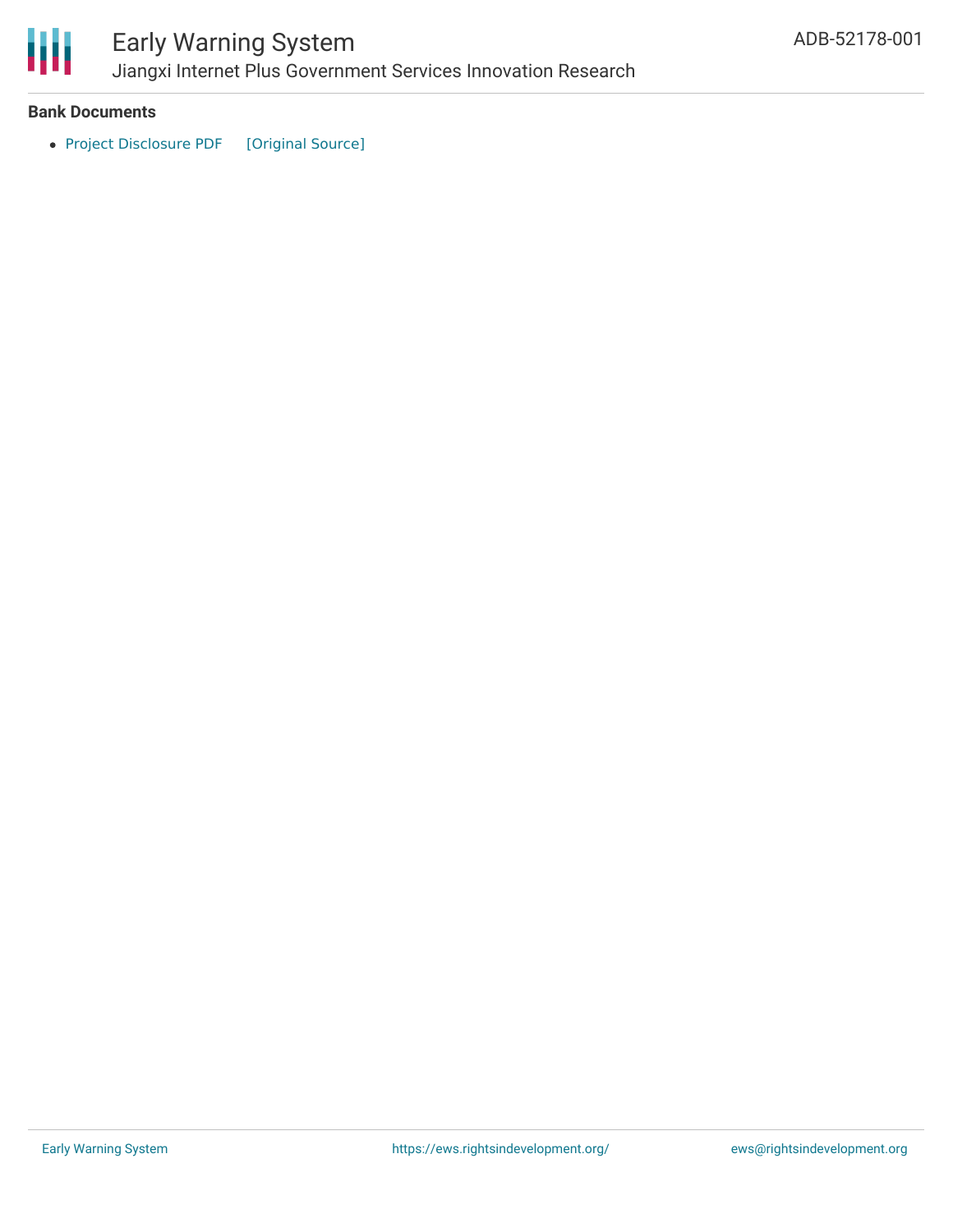**Bank Documents**

- Project Disclosure PDF [Original Source]